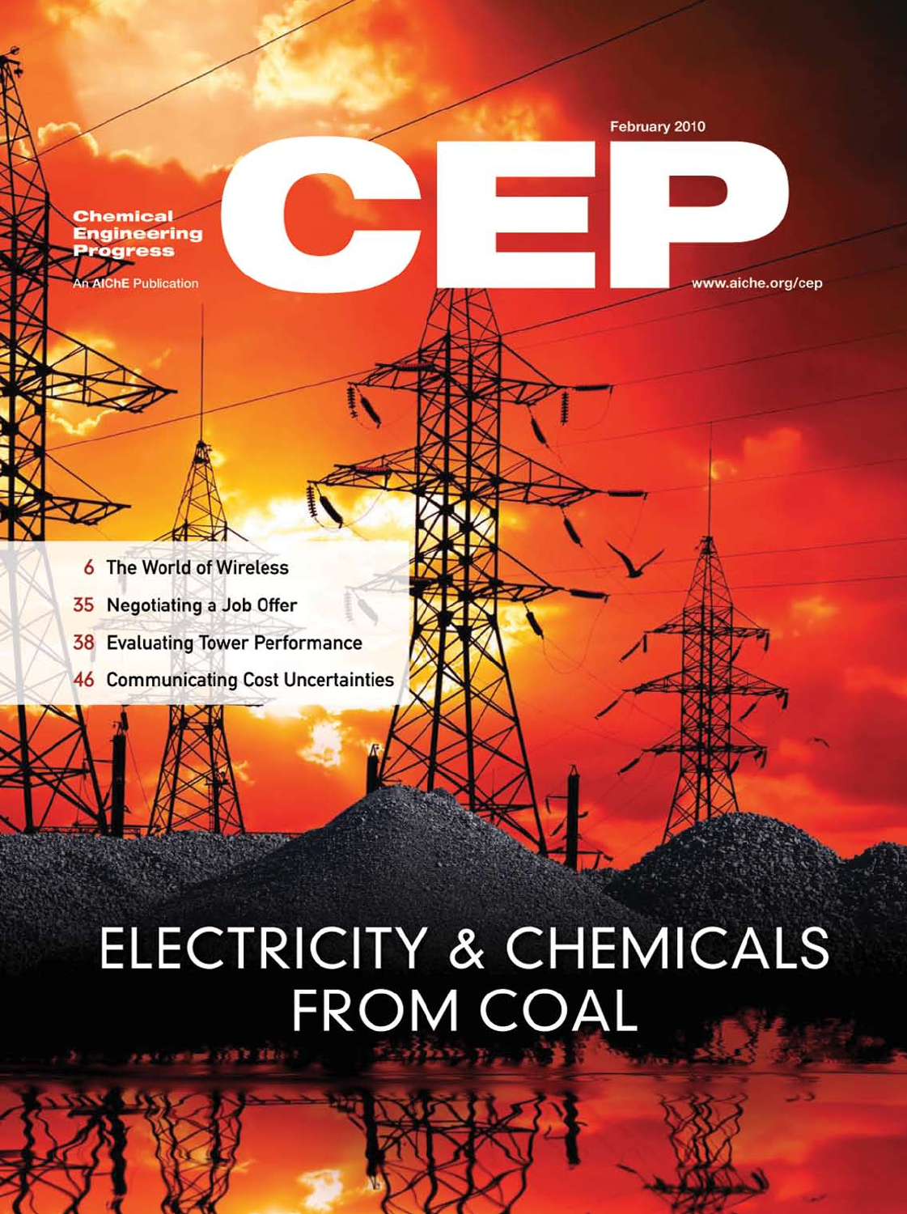February 2010

# CEP

**Chemical Engineering Progress**

An AIChE Publication

www.aiche.org/cep

- 6 The World of Wireless
- 35 Negotiating a Job Offer
- 38 Evaluating Tower Performance
- 46 Communicating Cost Uncertainties

## ELECTRICITY & CHEMICALS FROM COAL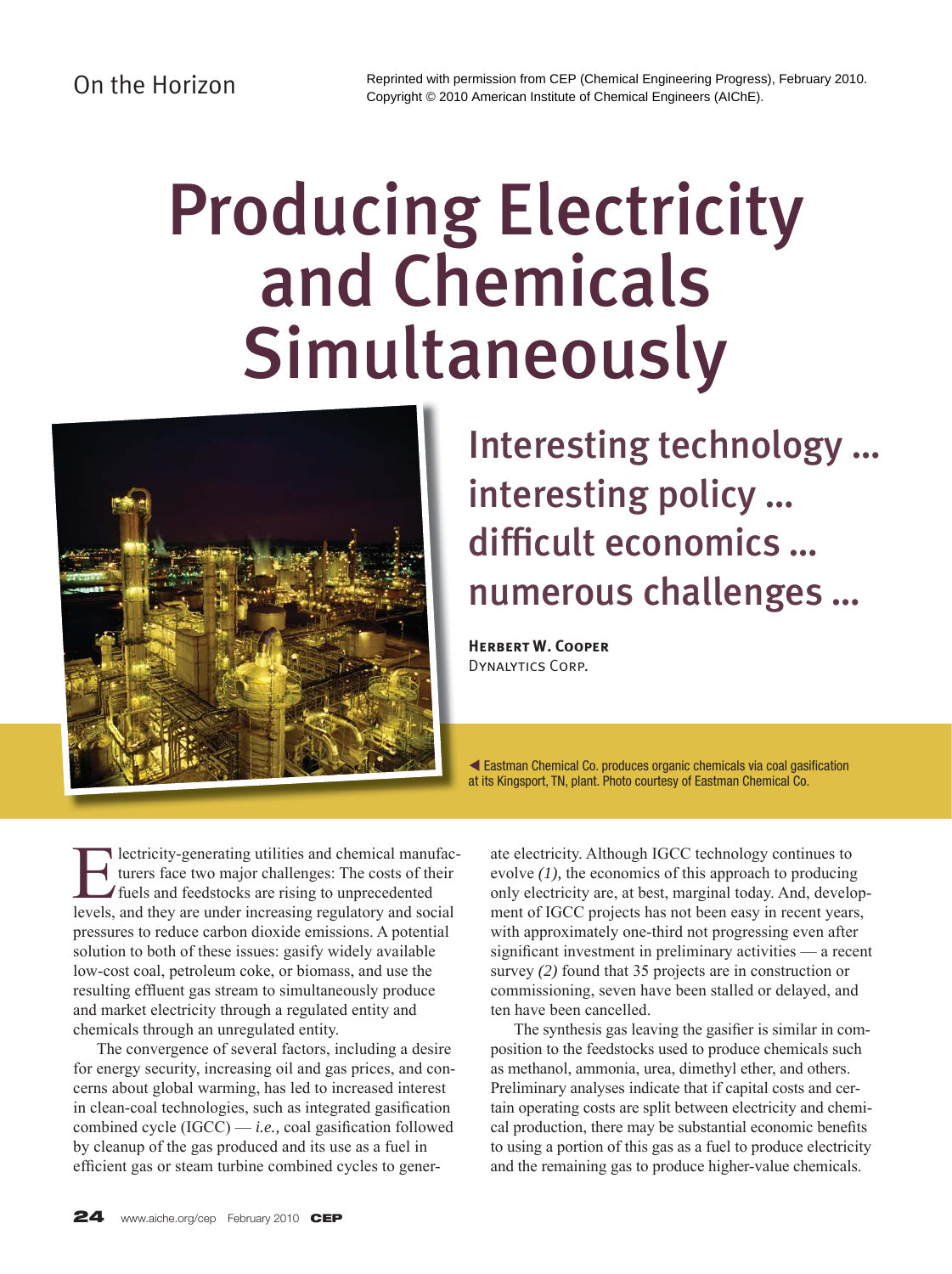Reprinted with permission from CEP (Chemical Engineering Progress), February 2010. Copyright © 2010 American Institute of Chemical Engineers (AIChE).

# Producing Electricity and Chemicals Simultaneously

## Interesting technology ... interesting policy ... difficult economics ... numerous challenges ...

**Herbert W. Cooper**
Dynalytics Corp.

◀ Eastman Chemical Co. produces organic chemicals via coal gasification at its Kingsport, TN, plant. Photo courtesy of Eastman Chemical Co.

Electricity-generating utilities and chemical manufacturers face two major challenges: The costs of their fuels and feedstocks are rising to unprecedented levels, and they are under increasing regulatory and social pressures to reduce carbon dioxide emissions. A potential solution to both of these issues: gasify widely available low-cost coal, petroleum coke, or biomass, and use the resulting effluent gas stream to simultaneously produce and market electricity through a regulated entity and chemicals through an unregulated entity.

The convergence of several factors, including a desire for energy security, increasing oil and gas prices, and concerns about global warming, has led to increased interest in clean-coal technologies, such as integrated gasification combined cycle (IGCC) — *i.e.,* coal gasification followed by cleanup of the gas produced and its use as a fuel in efficient gas or steam turbine combined cycles to generate electricity. Although IGCC technology continues to evolve *(1),* the economics of this approach to producing only electricity are, at best, marginal today. And, development of IGCC projects has not been easy in recent years, with approximately one-third not progressing even after significant investment in preliminary activities — a recent survey *(2)* found that 35 projects are in construction or commissioning, seven have been stalled or delayed, and ten have been cancelled.

The synthesis gas leaving the gasifier is similar in composition to the feedstocks used to produce chemicals such as methanol, ammonia, urea, dimethyl ether, and others. Preliminary analyses indicate that if capital costs and certain operating costs are split between electricity and chemical production, there may be substantial economic benefits to using a portion of this gas as a fuel to produce electricity and the remaining gas to produce higher-value chemicals.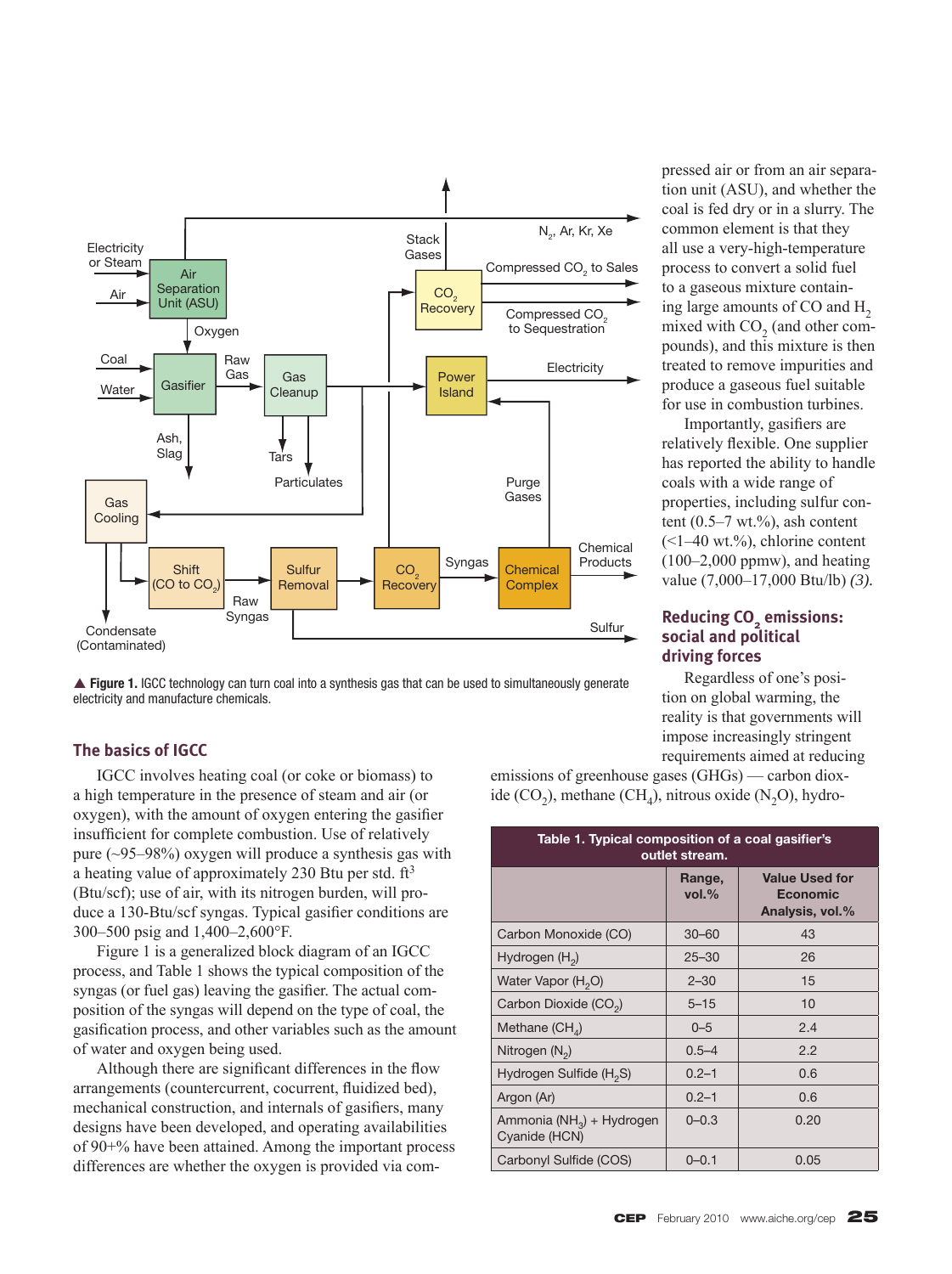▲ **Figure 1.** IGCC technology can turn coal into a synthesis gas that can be used to simultaneously generate electricity and manufacture chemicals.

## The basics of IGCC

IGCC involves heating coal (or coke or biomass) to a high temperature in the presence of steam and air (or oxygen), with the amount of oxygen entering the gasifier insufficient for complete combustion. Use of relatively pure (~95–98%) oxygen will produce a synthesis gas with a heating value of approximately 230 Btu per std. ft$^3$ (Btu/scf); use of air, with its nitrogen burden, will produce a 130-Btu/scf syngas. Typical gasifier conditions are 300–500 psig and 1,400–2,600°F.

Figure 1 is a generalized block diagram of an IGCC process, and Table 1 shows the typical composition of the syngas (or fuel gas) leaving the gasifier. The actual composition of the syngas will depend on the type of coal, the gasification process, and other variables such as the amount of water and oxygen being used.

Although there are significant differences in the flow arrangements (countercurrent, cocurrent, fluidized bed), mechanical construction, and internals of gasifiers, many designs have been developed, and operating availabilities of 90+% have been attained. Among the important process differences are whether the oxygen is provided via compressed air or from an air separation unit (ASU), and whether the coal is fed dry or in a slurry. The common element is that they all use a very-high-temperature process to convert a solid fuel to a gaseous mixture containing large amounts of CO and $H_2$ mixed with $CO_2$ (and other compounds), and this mixture is then treated to remove impurities and produce a gaseous fuel suitable for use in combustion turbines.

Importantly, gasifiers are relatively flexible. One supplier has reported the ability to handle coals with a wide range of properties, including sulfur content (0.5–7 wt.%), ash content (<1–40 wt.%), chlorine content (100–2,000 ppmw), and heating value (7,000–17,000 Btu/lb) *(3)*.

## Reducing $CO_2$ emissions: social and political driving forces

Regardless of one's position on global warming, the reality is that governments will impose increasingly stringent requirements aimed at reducing emissions of greenhouse gases (GHGs) — carbon dioxide ($CO_2$), methane ($CH_4$), nitrous oxide ($N_2O$), hydro-

**Table 1. Typical composition of a coal gasifier's outlet stream.**

| | Range, vol.% | Value Used for Economic Analysis, vol.% |
|---|---|---|
| Carbon Monoxide (CO) | 30–60 | 43 |
| Hydrogen ($H_2$) | 25–30 | 26 |
| Water Vapor ($H_2O$) | 2–30 | 15 |
| Carbon Dioxide ($CO_2$) | 5–15 | 10 |
| Methane ($CH_4$) | 0–5 | 2.4 |
| Nitrogen ($N_2$) | 0.5–4 | 2.2 |
| Hydrogen Sulfide ($H_2S$) | 0.2–1 | 0.6 |
| Argon (Ar) | 0.2–1 | 0.6 |
| Ammonia ($NH_3$) + Hydrogen Cyanide (HCN) | 0–0.3 | 0.20 |
| Carbonyl Sulfide (COS) | 0–0.1 | 0.05 |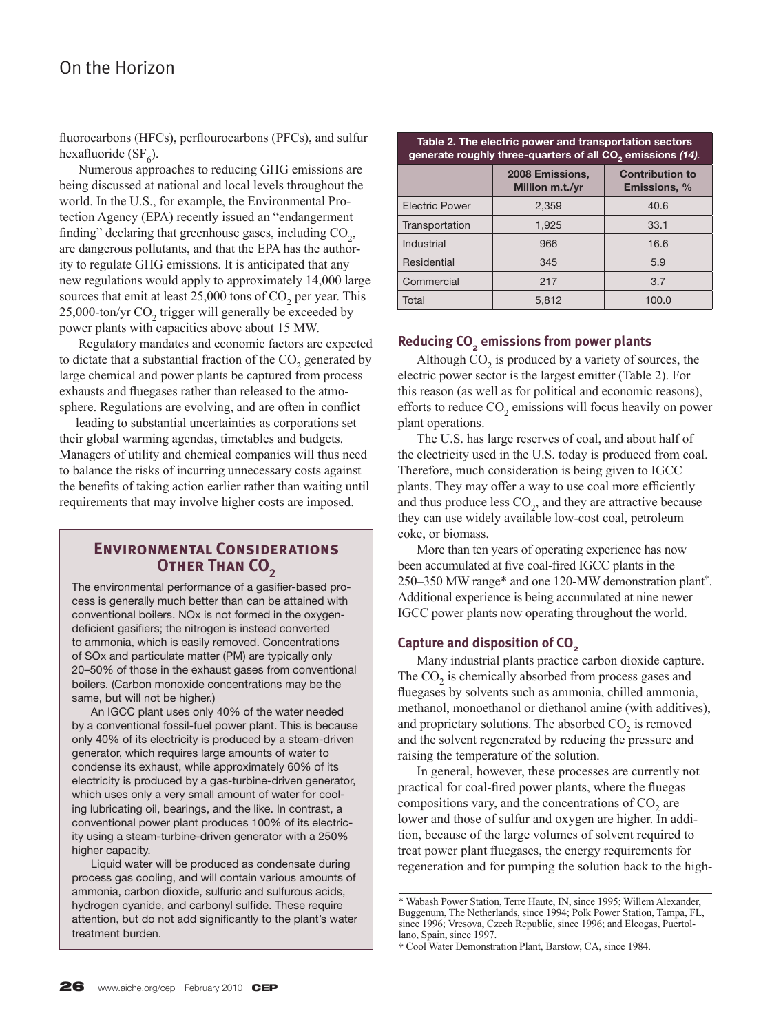fluorocarbons (HFCs), perflourocarbons (PFCs), and sulfur hexafluoride ($SF_6$).

Numerous approaches to reducing GHG emissions are being discussed at national and local levels throughout the world. In the U.S., for example, the Environmental Protection Agency (EPA) recently issued an "endangerment finding" declaring that greenhouse gases, including $CO_2$, are dangerous pollutants, and that the EPA has the authority to regulate GHG emissions. It is anticipated that any new regulations would apply to approximately 14,000 large sources that emit at least 25,000 tons of $CO_2$ per year. This 25,000-ton/yr $CO_2$ trigger will generally be exceeded by power plants with capacities above about 15 MW.

Regulatory mandates and economic factors are expected to dictate that a substantial fraction of the $CO_2$ generated by large chemical and power plants be captured from process exhausts and fluegases rather than released to the atmosphere. Regulations are evolving, and are often in conflict — leading to substantial uncertainties as corporations set their global warming agendas, timetables and budgets. Managers of utility and chemical companies will thus need to balance the risks of incurring unnecessary costs against the benefits of taking action earlier rather than waiting until requirements that may involve higher costs are imposed.

## Environmental Considerations Other Than $CO_2$

The environmental performance of a gasifier-based process is generally much better than can be attained with conventional boilers. NOx is not formed in the oxygen-deficient gasifiers; the nitrogen is instead converted to ammonia, which is easily removed. Concentrations of SOx and particulate matter (PM) are typically only 20–50% of those in the exhaust gases from conventional boilers. (Carbon monoxide concentrations may be the same, but will not be higher.)

An IGCC plant uses only 40% of the water needed by a conventional fossil-fuel power plant. This is because only 40% of its electricity is produced by a steam-driven generator, which requires large amounts of water to condense its exhaust, while approximately 60% of its electricity is produced by a gas-turbine-driven generator, which uses only a very small amount of water for cooling lubricating oil, bearings, and the like. In contrast, a conventional power plant produces 100% of its electricity using a steam-turbine-driven generator with a 250% higher capacity.

Liquid water will be produced as condensate during process gas cooling, and will contain various amounts of ammonia, carbon dioxide, sulfuric and sulfurous acids, hydrogen cyanide, and carbonyl sulfide. These require attention, but do not add significantly to the plant's water treatment burden.

**Table 2. The electric power and transportation sectors generate roughly three-quarters of all $CO_2$ emissions *(14)*.**

| | 2008 Emissions, Million m.t./yr | Contribution to Emissions, % |
|---|---|---|
| Electric Power | 2,359 | 40.6 |
| Transportation | 1,925 | 33.1 |
| Industrial | 966 | 16.6 |
| Residential | 345 | 5.9 |
| Commercial | 217 | 3.7 |
| Total | 5,812 | 100.0 |

### Reducing $CO_2$ emissions from power plants

Although $CO_2$ is produced by a variety of sources, the electric power sector is the largest emitter (Table 2). For this reason (as well as for political and economic reasons), efforts to reduce $CO_2$ emissions will focus heavily on power plant operations.

The U.S. has large reserves of coal, and about half of the electricity used in the U.S. today is produced from coal. Therefore, much consideration is being given to IGCC plants. They may offer a way to use coal more efficiently and thus produce less $CO_2$, and they are attractive because they can use widely available low-cost coal, petroleum coke, or biomass.

More than ten years of operating experience has now been accumulated at five coal-fired IGCC plants in the 250–350 MW range* and one 120-MW demonstration plant†. Additional experience is being accumulated at nine newer IGCC power plants now operating throughout the world.

### Capture and disposition of $CO_2$

Many industrial plants practice carbon dioxide capture. The $CO_2$ is chemically absorbed from process gases and fluegases by solvents such as ammonia, chilled ammonia, methanol, monoethanol or diethanol amine (with additives), and proprietary solutions. The absorbed $CO_2$ is removed and the solvent regenerated by reducing the pressure and raising the temperature of the solution.

In general, however, these processes are currently not practical for coal-fired power plants, where the fluegas compositions vary, and the concentrations of $CO_2$ are lower and those of sulfur and oxygen are higher. In addition, because of the large volumes of solvent required to treat power plant fluegases, the energy requirements for regeneration and for pumping the solution back to the high-

---

* Wabash Power Station, Terre Haute, IN, since 1995; Willem Alexander, Buggenum, The Netherlands, since 1994; Polk Power Station, Tampa, FL, since 1996; Vresova, Czech Republic, since 1996; and Elcogas, Puertollano, Spain, since 1997.

† Cool Water Demonstration Plant, Barstow, CA, since 1984.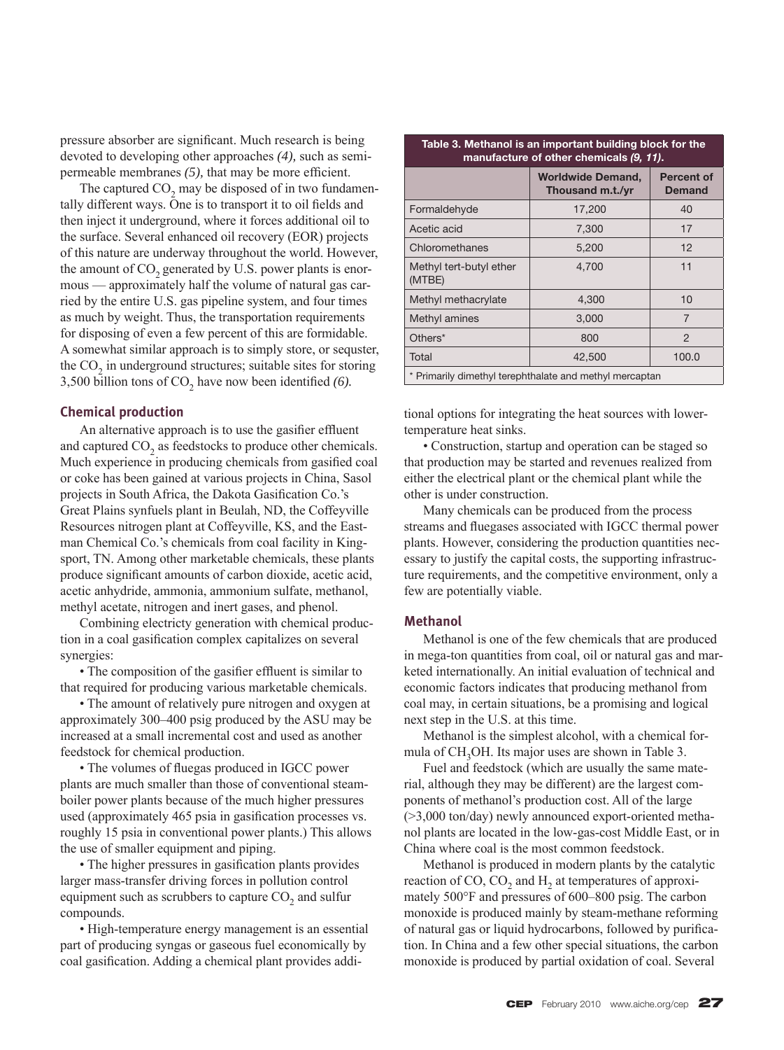pressure absorber are significant. Much research is being devoted to developing other approaches *(4),* such as semipermeable membranes *(5),* that may be more efficient.

The captured $CO_2$ may be disposed of in two fundamentally different ways. One is to transport it to oil fields and then inject it underground, where it forces additional oil to the surface. Several enhanced oil recovery (EOR) projects of this nature are underway throughout the world. However, the amount of $CO_2$ generated by U.S. power plants is enormous — approximately half the volume of natural gas carried by the entire U.S. gas pipeline system, and four times as much by weight. Thus, the transportation requirements for disposing of even a few percent of this are formidable. A somewhat similar approach is to simply store, or sequster, the $CO_2$ in underground structures; suitable sites for storing 3,500 billion tons of $CO_2$ have now been identified *(6).*

## Chemical production

An alternative approach is to use the gasifier effluent and captured $CO_2$ as feedstocks to produce other chemicals. Much experience in producing chemicals from gasified coal or coke has been gained at various projects in China, Sasol projects in South Africa, the Dakota Gasification Co.'s Great Plains synfuels plant in Beulah, ND, the Coffeyville Resources nitrogen plant at Coffeyville, KS, and the Eastman Chemical Co.'s chemicals from coal facility in Kingsport, TN. Among other marketable chemicals, these plants produce significant amounts of carbon dioxide, acetic acid, acetic anhydride, ammonia, ammonium sulfate, methanol, methyl acetate, nitrogen and inert gases, and phenol.

Combining electricty generation with chemical production in a coal gasification complex capitalizes on several synergies:

• The composition of the gasifier effluent is similar to that required for producing various marketable chemicals.

• The amount of relatively pure nitrogen and oxygen at approximately 300–400 psig produced by the ASU may be increased at a small incremental cost and used as another feedstock for chemical production.

• The volumes of fluegas produced in IGCC power plants are much smaller than those of conventional steam-boiler power plants because of the much higher pressures used (approximately 465 psia in gasification processes vs. roughly 15 psia in conventional power plants.) This allows the use of smaller equipment and piping.

• The higher pressures in gasification plants provides larger mass-transfer driving forces in pollution control equipment such as scrubbers to capture $CO_2$ and sulfur compounds.

• High-temperature energy management is an essential part of producing syngas or gaseous fuel economically by coal gasification. Adding a chemical plant provides additional options for integrating the heat sources with lower-temperature heat sinks.

• Construction, startup and operation can be staged so that production may be started and revenues realized from either the electrical plant or the chemical plant while the other is under construction.

Many chemicals can be produced from the process streams and fluegases associated with IGCC thermal power plants. However, considering the production quantities necessary to justify the capital costs, the supporting infrastructure requirements, and the competitive environment, only a few are potentially viable.

**Table 3. Methanol is an important building block for the manufacture of other chemicals *(9, 11)*.**

| | Worldwide Demand, Thousand m.t./yr | Percent of Demand |
|---|---|---|
| Formaldehyde | 17,200 | 40 |
| Acetic acid | 7,300 | 17 |
| Chloromethanes | 5,200 | 12 |
| Methyl tert-butyl ether (MTBE) | 4,700 | 11 |
| Methyl methacrylate | 4,300 | 10 |
| Methyl amines | 3,000 | 7 |
| Others* | 800 | 2 |
| Total | 42,500 | 100.0 |

\* Primarily dimethyl terephthalate and methyl mercaptan

## Methanol

Methanol is one of the few chemicals that are produced in mega-ton quantities from coal, oil or natural gas and marketed internationally. An initial evaluation of technical and economic factors indicates that producing methanol from coal may, in certain situations, be a promising and logical next step in the U.S. at this time.

Methanol is the simplest alcohol, with a chemical formula of $CH_3OH$. Its major uses are shown in Table 3.

Fuel and feedstock (which are usually the same material, although they may be different) are the largest components of methanol's production cost. All of the large (>3,000 ton/day) newly announced export-oriented methanol plants are located in the low-gas-cost Middle East, or in China where coal is the most common feedstock.

Methanol is produced in modern plants by the catalytic reaction of CO, $CO_2$ and $H_2$ at temperatures of approximately 500°F and pressures of 600–800 psig. The carbon monoxide is produced mainly by steam-methane reforming of natural gas or liquid hydrocarbons, followed by purification. In China and a few other special situations, the carbon monoxide is produced by partial oxidation of coal. Several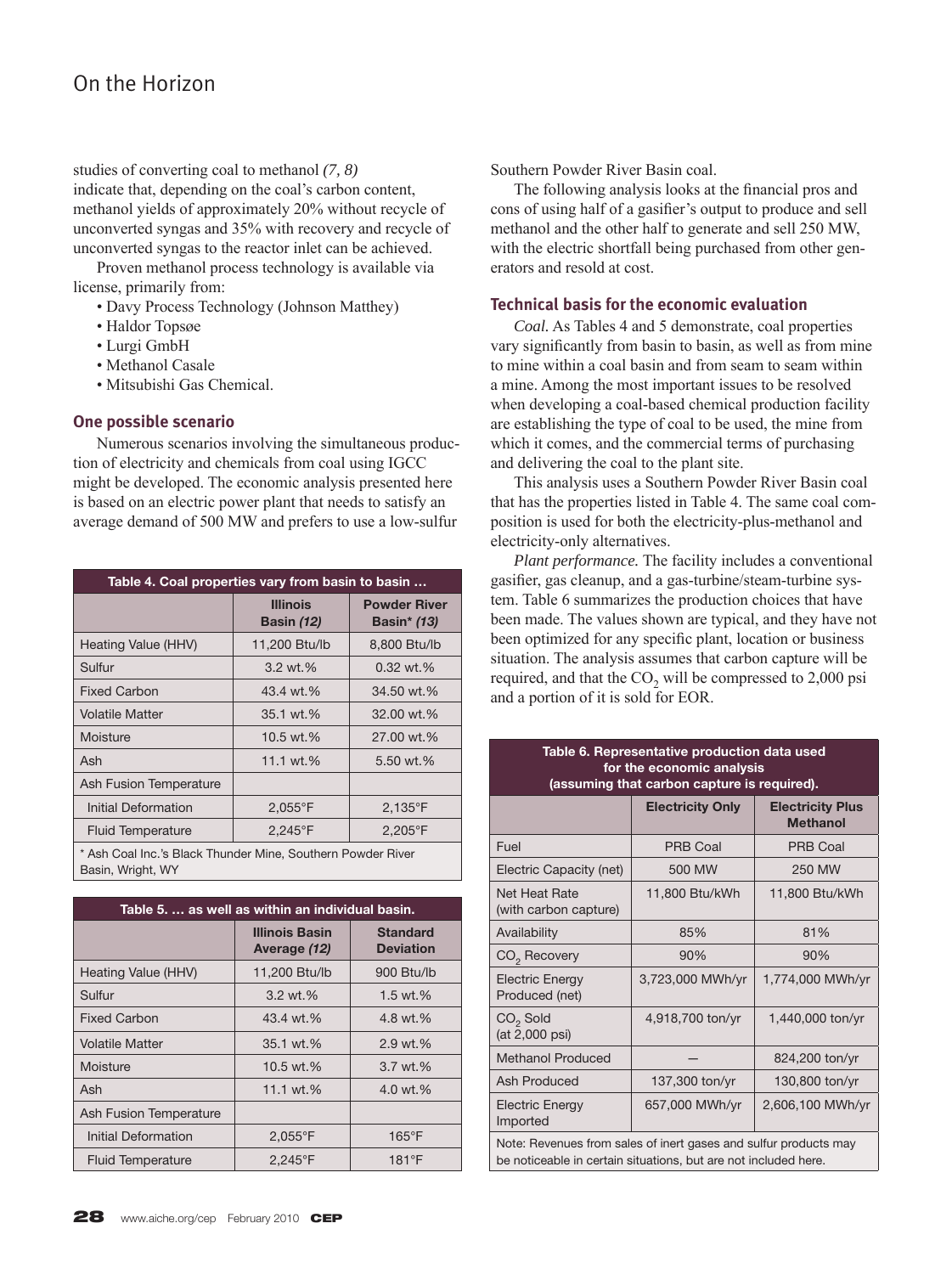studies of converting coal to methanol *(7, 8)* indicate that, depending on the coal's carbon content, methanol yields of approximately 20% without recycle of unconverted syngas and 35% with recovery and recycle of unconverted syngas to the reactor inlet can be achieved.

Proven methanol process technology is available via license, primarily from:

- Davy Process Technology (Johnson Matthey)
- Haldor Topsøe
- Lurgi GmbH
- Methanol Casale
- Mitsubishi Gas Chemical.

### One possible scenario

Numerous scenarios involving the simultaneous production of electricity and chemicals from coal using IGCC might be developed. The economic analysis presented here is based on an electric power plant that needs to satisfy an average demand of 500 MW and prefers to use a low-sulfur Southern Powder River Basin coal.

The following analysis looks at the financial pros and cons of using half of a gasifier's output to produce and sell methanol and the other half to generate and sell 250 MW, with the electric shortfall being purchased from other generators and resold at cost.

**Table 4. Coal properties vary from basin to basin …**

| | Illinois Basin *(12)* | Powder River Basin* *(13)* |
|---|---|---|
| Heating Value (HHV) | 11,200 Btu/lb | 8,800 Btu/lb |
| Sulfur | 3.2 wt.% | 0.32 wt.% |
| Fixed Carbon | 43.4 wt.% | 34.50 wt.% |
| Volatile Matter | 35.1 wt.% | 32.00 wt.% |
| Moisture | 10.5 wt.% | 27.00 wt.% |
| Ash | 11.1 wt.% | 5.50 wt.% |
| Ash Fusion Temperature | | |
| Initial Deformation | 2,055°F | 2,135°F |
| Fluid Temperature | 2,245°F | 2,205°F |

\* Ash Coal Inc.'s Black Thunder Mine, Southern Powder River Basin, Wright, WY

**Table 5. … as well as within an individual basin.**

| | Illinois Basin Average *(12)* | Standard Deviation |
|---|---|---|
| Heating Value (HHV) | 11,200 Btu/lb | 900 Btu/lb |
| Sulfur | 3.2 wt.% | 1.5 wt.% |
| Fixed Carbon | 43.4 wt.% | 4.8 wt.% |
| Volatile Matter | 35.1 wt.% | 2.9 wt.% |
| Moisture | 10.5 wt.% | 3.7 wt.% |
| Ash | 11.1 wt.% | 4.0 wt.% |
| Ash Fusion Temperature | | |
| Initial Deformation | 2,055°F | 165°F |
| Fluid Temperature | 2,245°F | 181°F |

### Technical basis for the economic evaluation

*Coal.* As Tables 4 and 5 demonstrate, coal properties vary significantly from basin to basin, as well as from mine to mine within a coal basin and from seam to seam within a mine. Among the most important issues to be resolved when developing a coal-based chemical production facility are establishing the type of coal to be used, the mine from which it comes, and the commercial terms of purchasing and delivering the coal to the plant site.

This analysis uses a Southern Powder River Basin coal that has the properties listed in Table 4. The same coal composition is used for both the electricity-plus-methanol and electricity-only alternatives.

*Plant performance.* The facility includes a conventional gasifier, gas cleanup, and a gas-turbine/steam-turbine system. Table 6 summarizes the production choices that have been made. The values shown are typical, and they have not been optimized for any specific plant, location or business situation. The analysis assumes that carbon capture will be required, and that the $CO_2$ will be compressed to 2,000 psi and a portion of it is sold for EOR.

**Table 6. Representative production data used for the economic analysis (assuming that carbon capture is required).**

| | Electricity Only | Electricity Plus Methanol |
|---|---|---|
| Fuel | PRB Coal | PRB Coal |
| Electric Capacity (net) | 500 MW | 250 MW |
| Net Heat Rate (with carbon capture) | 11,800 Btu/kWh | 11,800 Btu/kWh |
| Availability | 85% | 81% |
| $CO_2$ Recovery | 90% | 90% |
| Electric Energy Produced (net) | 3,723,000 MWh/yr | 1,774,000 MWh/yr |
| $CO_2$ Sold (at 2,000 psi) | 4,918,700 ton/yr | 1,440,000 ton/yr |
| Methanol Produced | — | 824,200 ton/yr |
| Ash Produced | 137,300 ton/yr | 130,800 ton/yr |
| Electric Energy Imported | 657,000 MWh/yr | 2,606,100 MWh/yr |

Note: Revenues from sales of inert gases and sulfur products may be noticeable in certain situations, but are not included here.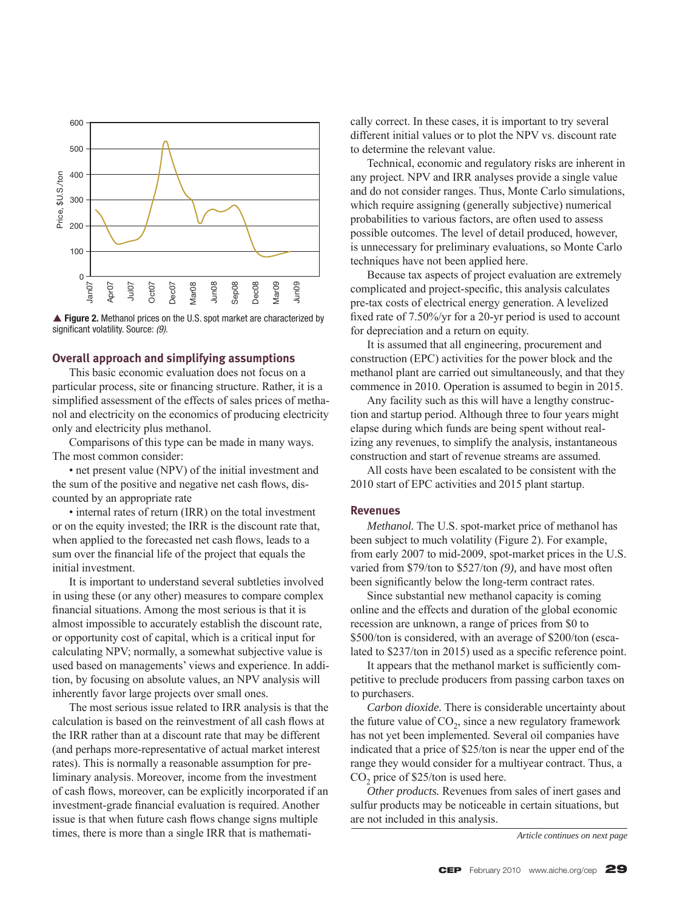▲ **Figure 2.** Methanol prices on the U.S. spot market are characterized by significant volatility. Source: *(9).*

## Overall approach and simplifying assumptions

This basic economic evaluation does not focus on a particular process, site or financing structure. Rather, it is a simplified assessment of the effects of sales prices of methanol and electricity on the economics of producing electricity only and electricity plus methanol.

Comparisons of this type can be made in many ways. The most common consider:

• net present value (NPV) of the initial investment and the sum of the positive and negative net cash flows, discounted by an appropriate rate

• internal rates of return (IRR) on the total investment or on the equity invested; the IRR is the discount rate that, when applied to the forecasted net cash flows, leads to a sum over the financial life of the project that equals the initial investment.

It is important to understand several subtleties involved in using these (or any other) measures to compare complex financial situations. Among the most serious is that it is almost impossible to accurately establish the discount rate, or opportunity cost of capital, which is a critical input for calculating NPV; normally, a somewhat subjective value is used based on managements' views and experience. In addition, by focusing on absolute values, an NPV analysis will inherently favor large projects over small ones.

The most serious issue related to IRR analysis is that the calculation is based on the reinvestment of all cash flows at the IRR rather than at a discount rate that may be different (and perhaps more-representative of actual market interest rates). This is normally a reasonable assumption for preliminary analysis. Moreover, income from the investment of cash flows, moreover, can be explicitly incorporated if an investment-grade financial evaluation is required. Another issue is that when future cash flows change signs multiple times, there is more than a single IRR that is mathematically correct. In these cases, it is important to try several different initial values or to plot the NPV vs. discount rate to determine the relevant value.

Technical, economic and regulatory risks are inherent in any project. NPV and IRR analyses provide a single value and do not consider ranges. Thus, Monte Carlo simulations, which require assigning (generally subjective) numerical probabilities to various factors, are often used to assess possible outcomes. The level of detail produced, however, is unnecessary for preliminary evaluations, so Monte Carlo techniques have not been applied here.

Because tax aspects of project evaluation are extremely complicated and project-specific, this analysis calculates pre-tax costs of electrical energy generation. A levelized fixed rate of 7.50%/yr for a 20-yr period is used to account for depreciation and a return on equity.

It is assumed that all engineering, procurement and construction (EPC) activities for the power block and the methanol plant are carried out simultaneously, and that they commence in 2010. Operation is assumed to begin in 2015.

Any facility such as this will have a lengthy construction and startup period. Although three to four years might elapse during which funds are being spent without realizing any revenues, to simplify the analysis, instantaneous construction and start of revenue streams are assumed.

All costs have been escalated to be consistent with the 2010 start of EPC activities and 2015 plant startup.

## Revenues

*Methanol.* The U.S. spot-market price of methanol has been subject to much volatility (Figure 2). For example, from early 2007 to mid-2009, spot-market prices in the U.S. varied from \$79/ton to \$527/ton *(9),* and have most often been significantly below the long-term contract rates.

Since substantial new methanol capacity is coming online and the effects and duration of the global economic recession are unknown, a range of prices from \$0 to \$500/ton is considered, with an average of \$200/ton (escalated to \$237/ton in 2015) used as a specific reference point.

It appears that the methanol market is sufficiently competitive to preclude producers from passing carbon taxes on to purchasers.

*Carbon dioxide.* There is considerable uncertainty about the future value of $CO_2$, since a new regulatory framework has not yet been implemented. Several oil companies have indicated that a price of \$25/ton is near the upper end of the range they would consider for a multiyear contract. Thus, a $CO_2$ price of \$25/ton is used here.

*Other products.* Revenues from sales of inert gases and sulfur products may be noticeable in certain situations, but are not included in this analysis.

*Article continues on next page*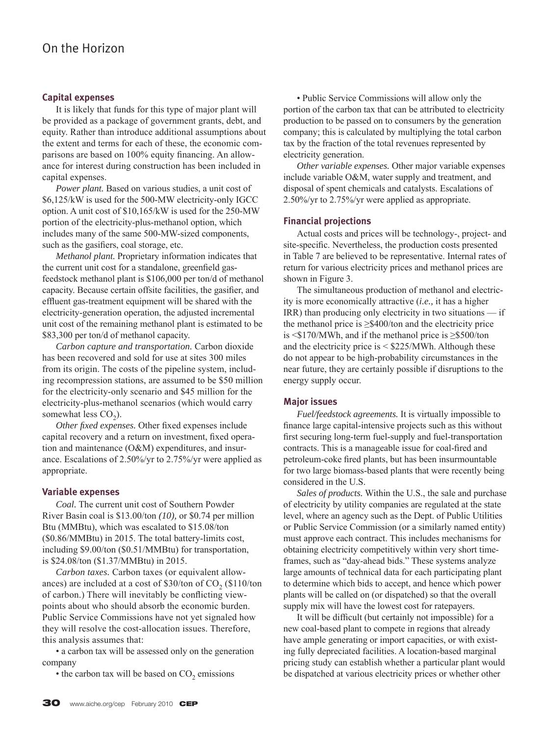## Capital expenses

It is likely that funds for this type of major plant will be provided as a package of government grants, debt, and equity. Rather than introduce additional assumptions about the extent and terms for each of these, the economic comparisons are based on 100% equity financing. An allowance for interest during construction has been included in capital expenses.

*Power plant.* Based on various studies, a unit cost of \$6,125/kW is used for the 500-MW electricity-only IGCC option. A unit cost of \$10,165/kW is used for the 250-MW portion of the electricity-plus-methanol option, which includes many of the same 500-MW-sized components, such as the gasifiers, coal storage, etc.

*Methanol plant.* Proprietary information indicates that the current unit cost for a standalone, greenfield gas-feedstock methanol plant is \$106,000 per ton/d of methanol capacity. Because certain offsite facilities, the gasifier, and effluent gas-treatment equipment will be shared with the electricity-generation operation, the adjusted incremental unit cost of the remaining methanol plant is estimated to be \$83,300 per ton/d of methanol capacity.

*Carbon capture and transportation.* Carbon dioxide has been recovered and sold for use at sites 300 miles from its origin. The costs of the pipeline system, including recompression stations, are assumed to be \$50 million for the electricity-only scenario and \$45 million for the electricity-plus-methanol scenarios (which would carry somewhat less $CO_2$).

*Other fixed expenses.* Other fixed expenses include capital recovery and a return on investment, fixed operation and maintenance (O&M) expenditures, and insurance. Escalations of 2.50%/yr to 2.75%/yr were applied as appropriate.

## Variable expenses

*Coal.* The current unit cost of Southern Powder River Basin coal is \$13.00/ton *(10),* or \$0.74 per million Btu (MMBtu), which was escalated to \$15.08/ton (\$0.86/MMBtu) in 2015. The total battery-limits cost, including \$9.00/ton (\$0.51/MMBtu) for transportation, is \$24.08/ton (\$1.37/MMBtu) in 2015.

*Carbon taxes.* Carbon taxes (or equivalent allowances) are included at a cost of \$30/ton of $CO_2$ (\$110/ton of carbon.) There will inevitably be conflicting viewpoints about who should absorb the economic burden. Public Service Commissions have not yet signaled how they will resolve the cost-allocation issues. Therefore, this analysis assumes that:

- a carbon tax will be assessed only on the generation company
- the carbon tax will be based on $CO_2$ emissions
- Public Service Commissions will allow only the portion of the carbon tax that can be attributed to electricity production to be passed on to consumers by the generation company; this is calculated by multiplying the total carbon tax by the fraction of the total revenues represented by electricity generation.

*Other variable expenses.* Other major variable expenses include variable O&M, water supply and treatment, and disposal of spent chemicals and catalysts. Escalations of 2.50%/yr to 2.75%/yr were applied as appropriate.

## Financial projections

Actual costs and prices will be technology-, project- and site-specific. Nevertheless, the production costs presented in Table 7 are believed to be representative. Internal rates of return for various electricity prices and methanol prices are shown in Figure 3.

The simultaneous production of methanol and electricity is more economically attractive (*i.e.,* it has a higher IRR) than producing only electricity in two situations — if the methanol price is ≥\$400/ton and the electricity price is <\$170/MWh, and if the methanol price is ≥\$500/ton and the electricity price is < \$225/MWh. Although these do not appear to be high-probability circumstances in the near future, they are certainly possible if disruptions to the energy supply occur.

## Major issues

*Fuel/feedstock agreements.* It is virtually impossible to finance large capital-intensive projects such as this without first securing long-term fuel-supply and fuel-transportation contracts. This is a manageable issue for coal-fired and petroleum-coke fired plants, but has been insurmountable for two large biomass-based plants that were recently being considered in the U.S.

*Sales of products.* Within the U.S., the sale and purchase of electricity by utility companies are regulated at the state level, where an agency such as the Dept. of Public Utilities or Public Service Commission (or a similarly named entity) must approve each contract. This includes mechanisms for obtaining electricity competitively within very short timeframes, such as "day-ahead bids." These systems analyze large amounts of technical data for each participating plant to determine which bids to accept, and hence which power plants will be called on (or dispatched) so that the overall supply mix will have the lowest cost for ratepayers.

It will be difficult (but certainly not impossible) for a new coal-based plant to compete in regions that already have ample generating or import capacities, or with existing fully depreciated facilities. A location-based marginal pricing study can establish whether a particular plant would be dispatched at various electricity prices or whether other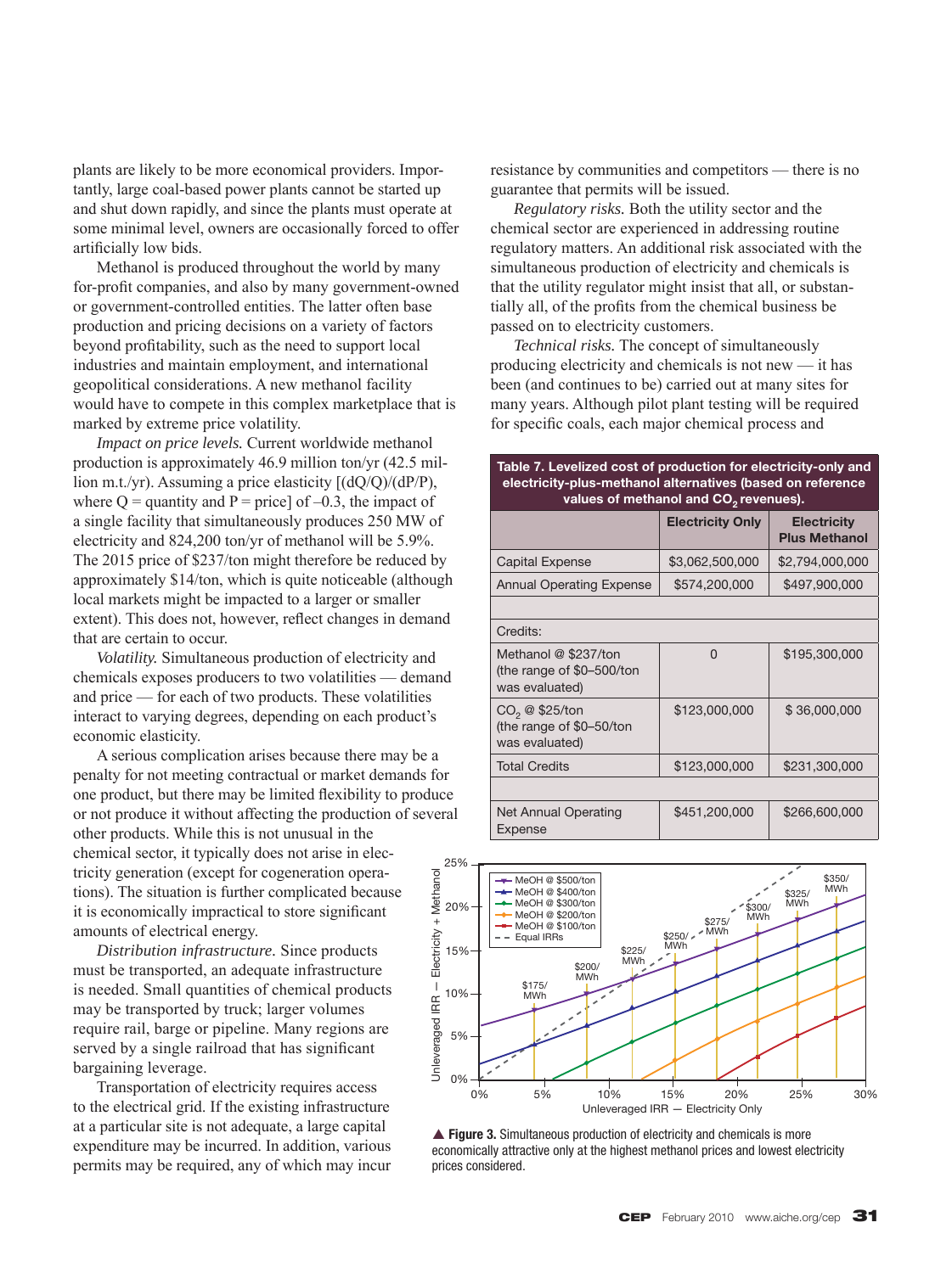plants are likely to be more economical providers. Importantly, large coal-based power plants cannot be started up and shut down rapidly, and since the plants must operate at some minimal level, owners are occasionally forced to offer artificially low bids.

Methanol is produced throughout the world by many for-profit companies, and also by many government-owned or government-controlled entities. The latter often base production and pricing decisions on a variety of factors beyond profitability, such as the need to support local industries and maintain employment, and international geopolitical considerations. A new methanol facility would have to compete in this complex marketplace that is marked by extreme price volatility.

*Impact on price levels.* Current worldwide methanol production is approximately 46.9 million ton/yr (42.5 million m.t./yr). Assuming a price elasticity [(dQ/Q)/(dP/P), where Q = quantity and P = price] of –0.3, the impact of a single facility that simultaneously produces 250 MW of electricity and 824,200 ton/yr of methanol will be 5.9%. The 2015 price of $237/ton might therefore be reduced by approximately $14/ton, which is quite noticeable (although local markets might be impacted to a larger or smaller extent). This does not, however, reflect changes in demand that are certain to occur.

*Volatility.* Simultaneous production of electricity and chemicals exposes producers to two volatilities — demand and price — for each of two products. These volatilities interact to varying degrees, depending on each product's economic elasticity.

A serious complication arises because there may be a penalty for not meeting contractual or market demands for one product, but there may be limited flexibility to produce or not produce it without affecting the production of several other products. While this is not unusual in the chemical sector, it typically does not arise in electricity generation (except for cogeneration operations). The situation is further complicated because it is economically impractical to store significant amounts of electrical energy.

*Distribution infrastructure.* Since products must be transported, an adequate infrastructure is needed. Small quantities of chemical products may be transported by truck; larger volumes require rail, barge or pipeline. Many regions are served by a single railroad that has significant bargaining leverage.

Transportation of electricity requires access to the electrical grid. If the existing infrastructure at a particular site is not adequate, a large capital expenditure may be incurred. In addition, various permits may be required, any of which may incur resistance by communities and competitors — there is no guarantee that permits will be issued.

*Regulatory risks.* Both the utility sector and the chemical sector are experienced in addressing routine regulatory matters. An additional risk associated with the simultaneous production of electricity and chemicals is that the utility regulator might insist that all, or substantially all, of the profits from the chemical business be passed on to electricity customers.

*Technical risks.* The concept of simultaneously producing electricity and chemicals is not new — it has been (and continues to be) carried out at many sites for many years. Although pilot plant testing will be required for specific coals, each major chemical process and

**Table 7. Levelized cost of production for electricity-only and electricity-plus-methanol alternatives (based on reference values of methanol and $CO_2$ revenues).**

| | Electricity Only | Electricity Plus Methanol |
|---|---|---|
| Capital Expense | $3,062,500,000 | $2,794,000,000 |
| Annual Operating Expense | $574,200,000 | $497,900,000 |
| | | |
| Credits: | | |
| Methanol @ $237/ton (the range of $0–500/ton was evaluated) | 0 | $195,300,000 |
| $CO_2$ @ $25/ton (the range of $0–50/ton was evaluated) | $123,000,000 | $ 36,000,000 |
| Total Credits | $123,000,000 | $231,300,000 |
| | | |
| Net Annual Operating Expense | $451,200,000 | $266,600,000 |

▲ **Figure 3.** Simultaneous production of electricity and chemicals is more economically attractive only at the highest methanol prices and lowest electricity prices considered.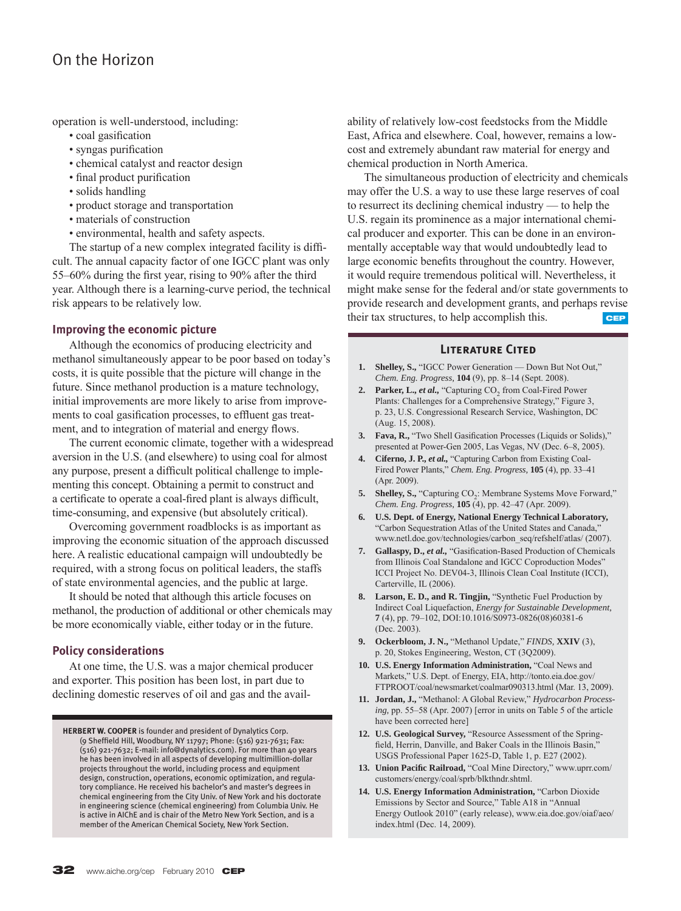operation is well-understood, including:

- coal gasification
- syngas purification
- chemical catalyst and reactor design
- final product purification
- solids handling
- product storage and transportation
- materials of construction
- environmental, health and safety aspects.

The startup of a new complex integrated facility is difficult. The annual capacity factor of one IGCC plant was only 55–60% during the first year, rising to 90% after the third year. Although there is a learning-curve period, the technical risk appears to be relatively low.

### Improving the economic picture

Although the economics of producing electricity and methanol simultaneously appear to be poor based on today's costs, it is quite possible that the picture will change in the future. Since methanol production is a mature technology, initial improvements are more likely to arise from improvements to coal gasification processes, to effluent gas treatment, and to integration of material and energy flows.

The current economic climate, together with a widespread aversion in the U.S. (and elsewhere) to using coal for almost any purpose, present a difficult political challenge to implementing this concept. Obtaining a permit to construct and a certificate to operate a coal-fired plant is always difficult, time-consuming, and expensive (but absolutely critical).

Overcoming government roadblocks is as important as improving the economic situation of the approach discussed here. A realistic educational campaign will undoubtedly be required, with a strong focus on political leaders, the staffs of state environmental agencies, and the public at large.

It should be noted that although this article focuses on methanol, the production of additional or other chemicals may be more economically viable, either today or in the future.

### Policy considerations

At one time, the U.S. was a major chemical producer and exporter. This position has been lost, in part due to declining domestic reserves of oil and gas and the availability of relatively low-cost feedstocks from the Middle East, Africa and elsewhere. Coal, however, remains a low-cost and extremely abundant raw material for energy and chemical production in North America.

The simultaneous production of electricity and chemicals may offer the U.S. a way to use these large reserves of coal to resurrect its declining chemical industry — to help the U.S. regain its prominence as a major international chemical producer and exporter. This can be done in an environmentally acceptable way that would undoubtedly lead to large economic benefits throughout the country. However, it would require tremendous political will. Nevertheless, it might make sense for the federal and/or state governments to provide research and development grants, and perhaps revise their tax structures, to help accomplish this. CEP

**HERBERT W. COOPER** is founder and president of Dynalytics Corp. (9 Sheffield Hill, Woodbury, NY 11797; Phone: (516) 921-7631; Fax: (516) 921-7632; E-mail: info@dynalytics.com). For more than 40 years he has been involved in all aspects of developing multimillion-dollar projects throughout the world, including process and equipment design, construction, operations, economic optimization, and regulatory compliance. He received his bachelor's and master's degrees in chemical engineering from the City Univ. of New York and his doctorate in engineering science (chemical engineering) from Columbia Univ. He is active in AIChE and is chair of the Metro New York Section, and is a member of the American Chemical Society, New York Section.

### Literature Cited

1. **Shelley, S.,** "IGCC Power Generation — Down But Not Out," *Chem. Eng. Progress,* **104** (9), pp. 8–14 (Sept. 2008).
2. **Parker, L., *et al.*,** "Capturing $CO_2$ from Coal-Fired Power Plants: Challenges for a Comprehensive Strategy," Figure 3, p. 23, U.S. Congressional Research Service, Washington, DC (Aug. 15, 2008).
3. **Fava, R.,** "Two Shell Gasification Processes (Liquids or Solids)," presented at Power-Gen 2005, Las Vegas, NV (Dec. 6–8, 2005).
4. **Ciferno, J. P., *et al.*,** "Capturing Carbon from Existing Coal-Fired Power Plants," *Chem. Eng. Progress,* **105** (4), pp. 33–41 (Apr. 2009).
5. **Shelley, S.,** "Capturing $CO_2$: Membrane Systems Move Forward," *Chem. Eng. Progress,* **105** (4), pp. 42–47 (Apr. 2009).
6. **U.S. Dept. of Energy, National Energy Technical Laboratory,** "Carbon Sequestration Atlas of the United States and Canada," www.netl.doe.gov/technologies/carbon_seq/refshelf/atlas/ (2007).
7. **Gallaspy, D., *et al.*,** "Gasification-Based Production of Chemicals from Illinois Coal Standalone and IGCC Coproduction Modes" ICCI Project No. DEV04-3, Illinois Clean Coal Institute (ICCI), Carterville, IL (2006).
8. **Larson, E. D., and R. Tingjin,** "Synthetic Fuel Production by Indirect Coal Liquefaction, *Energy for Sustainable Development,* **7** (4), pp. 79–102, DOI:10.1016/S0973-0826(08)60381-6 (Dec. 2003).
9. **Ockerbloom, J. N.,** "Methanol Update," *FINDS,* **XXIV** (3), p. 20, Stokes Engineering, Weston, CT (3Q2009).
10. **U.S. Energy Information Administration,** "Coal News and Markets," U.S. Dept. of Energy, EIA, http://tonto.eia.doe.gov/FTPROOT/coal/newsmarket/coalmar090313.html (Mar. 13, 2009).
11. **Jordan, J.,** "Methanol: A Global Review," *Hydrocarbon Processing,* pp. 55–58 (Apr. 2007) [error in units on Table 5 of the article have been corrected here]
12. **U.S. Geological Survey,** "Resource Assessment of the Springfield, Herrin, Danville, and Baker Coals in the Illinois Basin," USGS Professional Paper 1625-D, Table 1, p. E27 (2002).
13. **Union Pacific Railroad,** "Coal Mine Directory," www.uprr.com/customers/energy/coal/sprb/blkthndr.shtml.
14. **U.S. Energy Information Administration,** "Carbon Dioxide Emissions by Sector and Source," Table A18 in "Annual Energy Outlook 2010" (early release), www.eia.doe.gov/oiaf/aeo/index.html (Dec. 14, 2009).